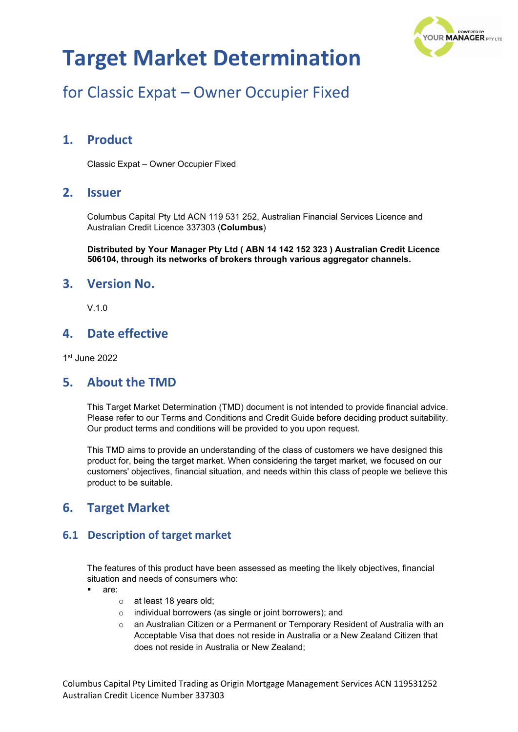# Target Market Determination

## for Classic Expat – Owner Occupier Fixed

## 1. Product

Classic Expat – Owner Occupier Fixed

## 2. Issuer

Columbus Capital Pty Ltd ACN 119 531 252, Australian Financial Services Licence and Australian Credit Licence 337303 (**Columbus**)

**Distributed by Your Manager Pty Ltd ( ABN 14 142 152 323 ) Australian Credit Licence 506104, through its networks of brokers through various aggregator channels.**

## 3. Version No.

V.1.0

## 4. Date effective

1st June 2022

## 5. About the TMD

This Target Market Determination (TMD) document is not intended to provide financial advice. Please refer to our Terms and Conditions and Credit Guide before deciding product suitability. Our product terms and conditions will be provided to you upon request.

This TMD aims to provide an understanding of the class of customers we have designed this product for, being the target market. When considering the target market, we focused on our customers' objectives, financial situation, and needs within this class of people we believe this product to be suitable.

## 6. Target Market

### 6.1 Description of target market

The features of this product have been assessed as meeting the likely objectives, financial situation and needs of consumers who:

- are:
  - at least 18 years old;
  - individual borrowers (as single or joint borrowers); and
  - an Australian Citizen or a Permanent or Temporary Resident of Australia with an Acceptable Visa that does not reside in Australia or a New Zealand Citizen that does not reside in Australia or New Zealand;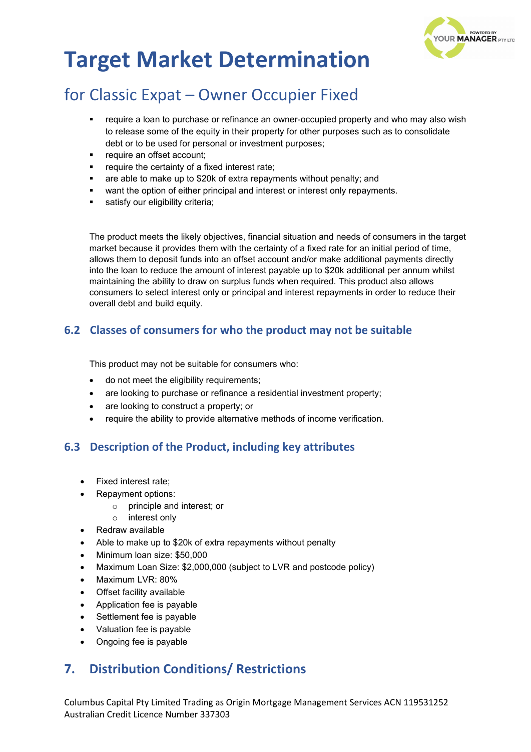# Target Market Determination

## for Classic Expat – Owner Occupier Fixed

- require a loan to purchase or refinance an owner-occupied property and who may also wish to release some of the equity in their property for other purposes such as to consolidate debt or to be used for personal or investment purposes;
- require an offset account;
- require the certainty of a fixed interest rate;
- are able to make up to $20k of extra repayments without penalty; and
- want the option of either principal and interest or interest only repayments.
- satisfy our eligibility criteria;

The product meets the likely objectives, financial situation and needs of consumers in the target market because it provides them with the certainty of a fixed rate for an initial period of time, allows them to deposit funds into an offset account and/or make additional payments directly into the loan to reduce the amount of interest payable up to $20k additional per annum whilst maintaining the ability to draw on surplus funds when required. This product also allows consumers to select interest only or principal and interest repayments in order to reduce their overall debt and build equity.

### 6.2 Classes of consumers for who the product may not be suitable

This product may not be suitable for consumers who:

- do not meet the eligibility requirements;
- are looking to purchase or refinance a residential investment property;
- are looking to construct a property; or
- require the ability to provide alternative methods of income verification.

### 6.3 Description of the Product, including key attributes

- Fixed interest rate;
- Repayment options:
  - principle and interest; or
  - interest only
- Redraw available
- Able to make up to $20k of extra repayments without penalty
- Minimum loan size: $50,000
- Maximum Loan Size: $2,000,000 (subject to LVR and postcode policy)
- Maximum LVR: 80%
- Offset facility available
- Application fee is payable
- Settlement fee is payable
- Valuation fee is payable
- Ongoing fee is payable

## 7. Distribution Conditions/ Restrictions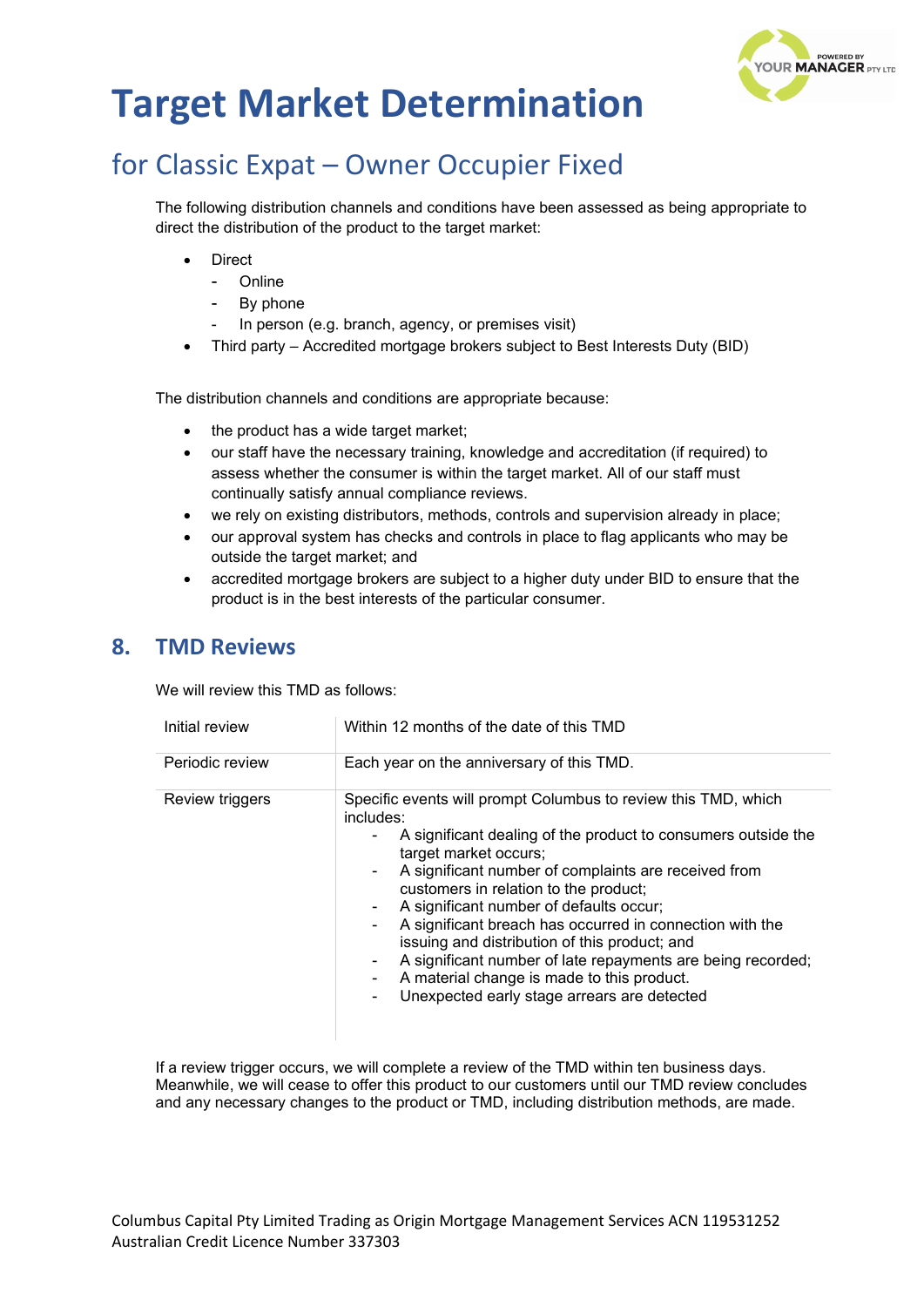# Target Market Determination

## for Classic Expat – Owner Occupier Fixed

The following distribution channels and conditions have been assessed as being appropriate to direct the distribution of the product to the target market:

- Direct
  - Online
  - By phone
  - In person (e.g. branch, agency, or premises visit)
- Third party – Accredited mortgage brokers subject to Best Interests Duty (BID)

The distribution channels and conditions are appropriate because:

- the product has a wide target market;
- our staff have the necessary training, knowledge and accreditation (if required) to assess whether the consumer is within the target market. All of our staff must continually satisfy annual compliance reviews.
- we rely on existing distributors, methods, controls and supervision already in place;
- our approval system has checks and controls in place to flag applicants who may be outside the target market; and
- accredited mortgage brokers are subject to a higher duty under BID to ensure that the product is in the best interests of the particular consumer.

## 8. TMD Reviews

We will review this TMD as follows:

| | |
|---|---|
| Initial review | Within 12 months of the date of this TMD |
| Periodic review | Each year on the anniversary of this TMD. |
| Review triggers | Specific events will prompt Columbus to review this TMD, which includes:<br>- A significant dealing of the product to consumers outside the target market occurs;<br>- A significant number of complaints are received from customers in relation to the product;<br>- A significant number of defaults occur;<br>- A significant breach has occurred in connection with the issuing and distribution of this product; and<br>- A significant number of late repayments are being recorded;<br>- A material change is made to this product.<br>- Unexpected early stage arrears are detected |

If a review trigger occurs, we will complete a review of the TMD within ten business days. Meanwhile, we will cease to offer this product to our customers until our TMD review concludes and any necessary changes to the product or TMD, including distribution methods, are made.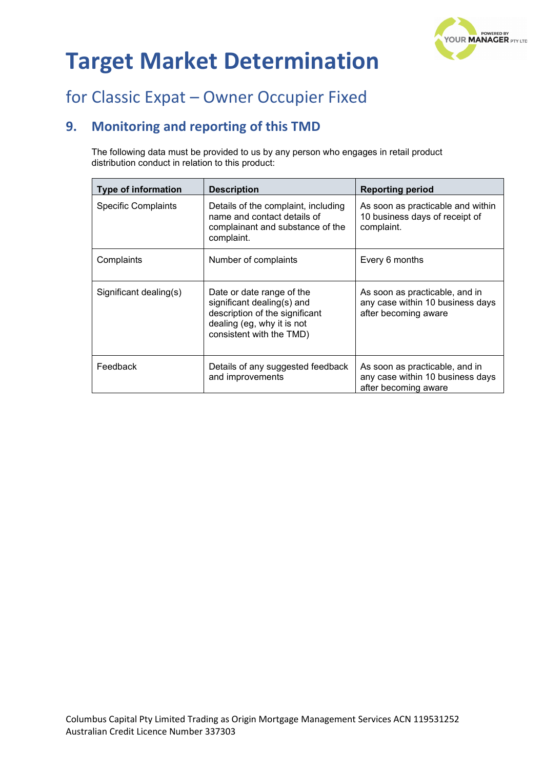# Target Market Determination

## for Classic Expat – Owner Occupier Fixed

## 9. Monitoring and reporting of this TMD

The following data must be provided to us by any person who engages in retail product distribution conduct in relation to this product:

| Type of information | Description | Reporting period |
|---|---|---|
| Specific Complaints | Details of the complaint, including name and contact details of complainant and substance of the complaint. | As soon as practicable and within 10 business days of receipt of complaint. |
| Complaints | Number of complaints | Every 6 months |
| Significant dealing(s) | Date or date range of the significant dealing(s) and description of the significant dealing (eg, why it is not consistent with the TMD) | As soon as practicable, and in any case within 10 business days after becoming aware |
| Feedback | Details of any suggested feedback and improvements | As soon as practicable, and in any case within 10 business days after becoming aware |